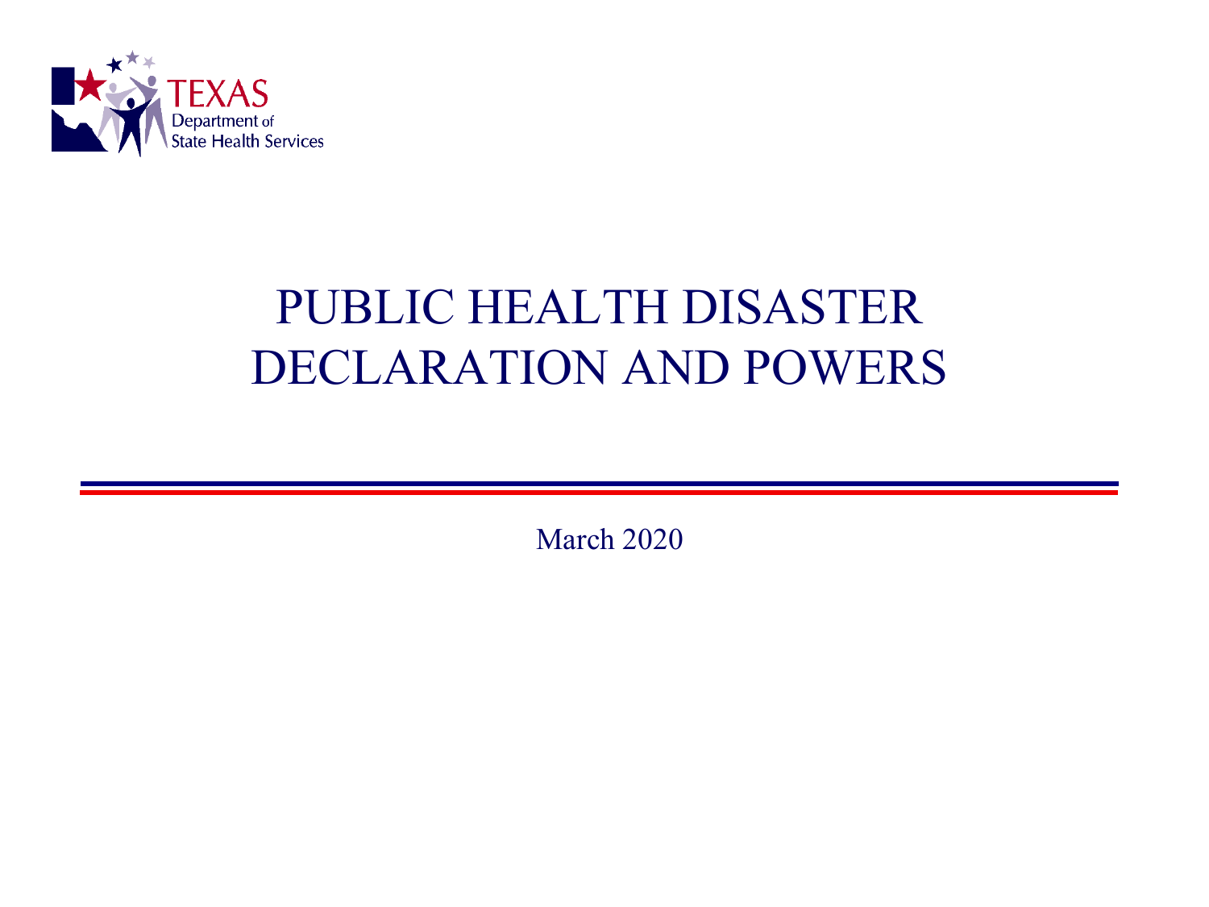TEXAS
Department of State Health Services

# PUBLIC HEALTH DISASTER DECLARATION AND POWERS

March 2020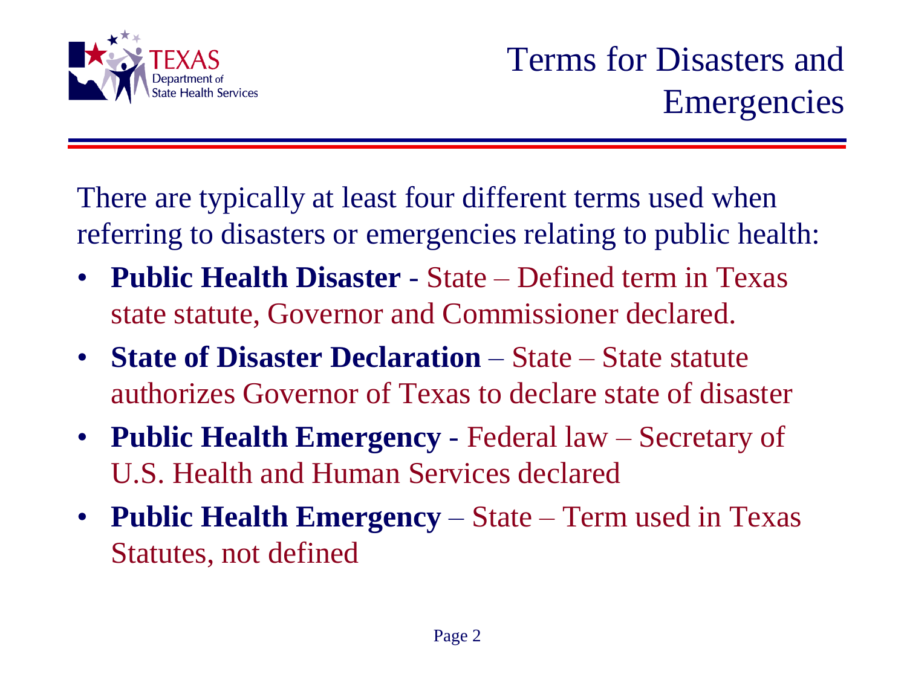# Terms for Disasters and Emergencies

There are typically at least four different terms used when referring to disasters or emergencies relating to public health:

- **Public Health Disaster** - State – Defined term in Texas state statute, Governor and Commissioner declared.
- **State of Disaster Declaration** – State – State statute authorizes Governor of Texas to declare state of disaster
- **Public Health Emergency** - Federal law – Secretary of U.S. Health and Human Services declared
- **Public Health Emergency** – State – Term used in Texas Statutes, not defined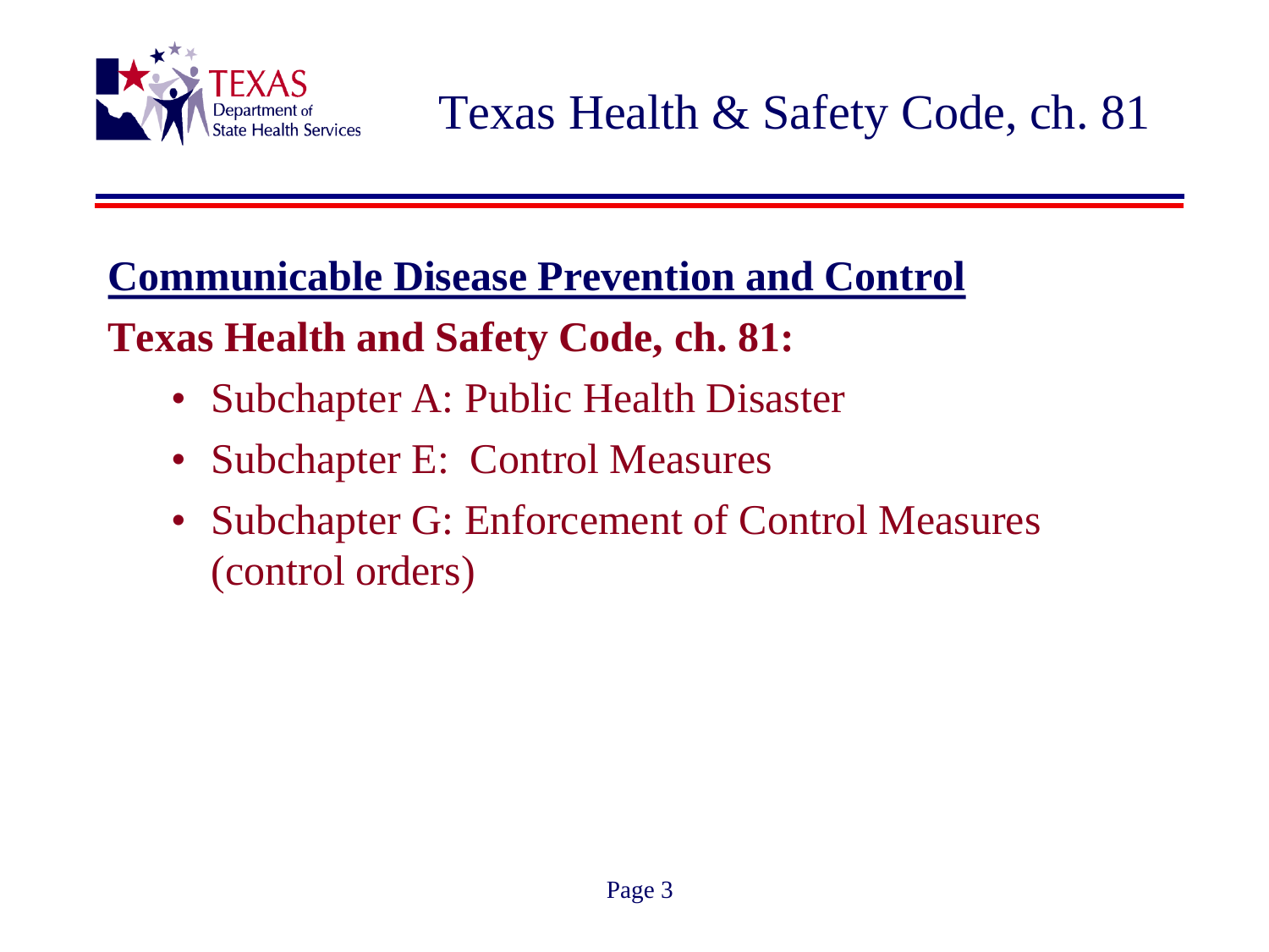# Texas Health & Safety Code, ch. 81

## Communicable Disease Prevention and Control

**Texas Health and Safety Code, ch. 81:**

- Subchapter A: Public Health Disaster
- Subchapter E: Control Measures
- Subchapter G: Enforcement of Control Measures (control orders)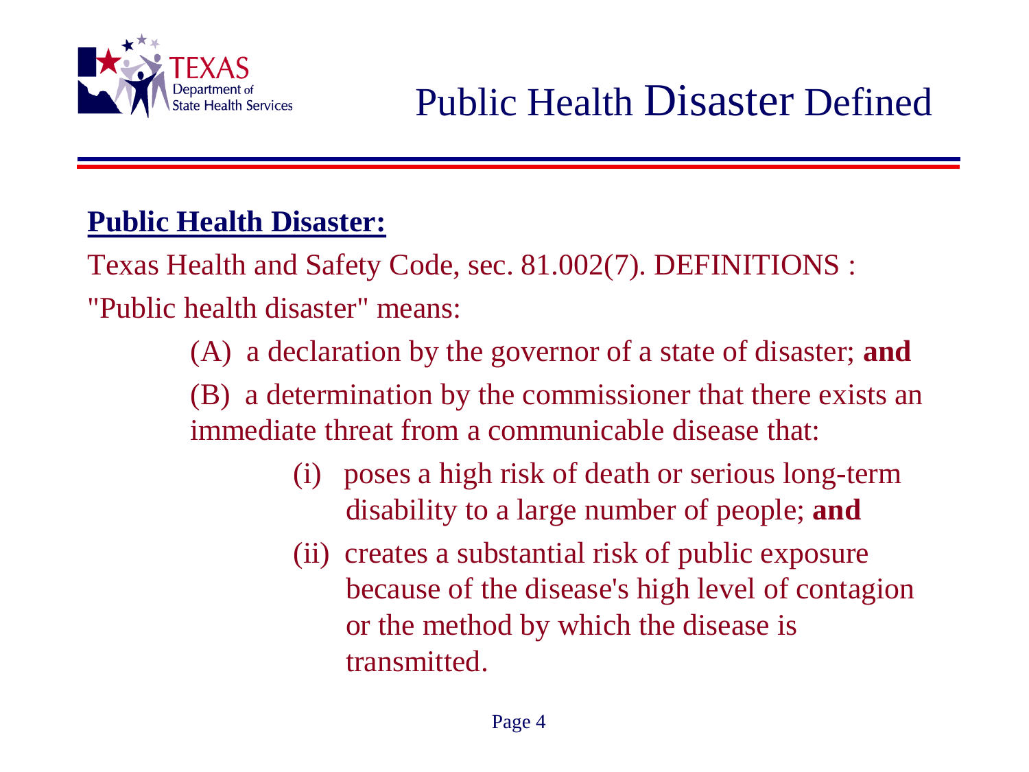# Public Health Disaster Defined

**Public Health Disaster:**

Texas Health and Safety Code, sec. 81.002(7). DEFINITIONS :

"Public health disaster" means:

(A) a declaration by the governor of a state of disaster; **and**

(B) a determination by the commissioner that there exists an immediate threat from a communicable disease that:

(i) poses a high risk of death or serious long-term disability to a large number of people; **and**

(ii) creates a substantial risk of public exposure because of the disease's high level of contagion or the method by which the disease is transmitted.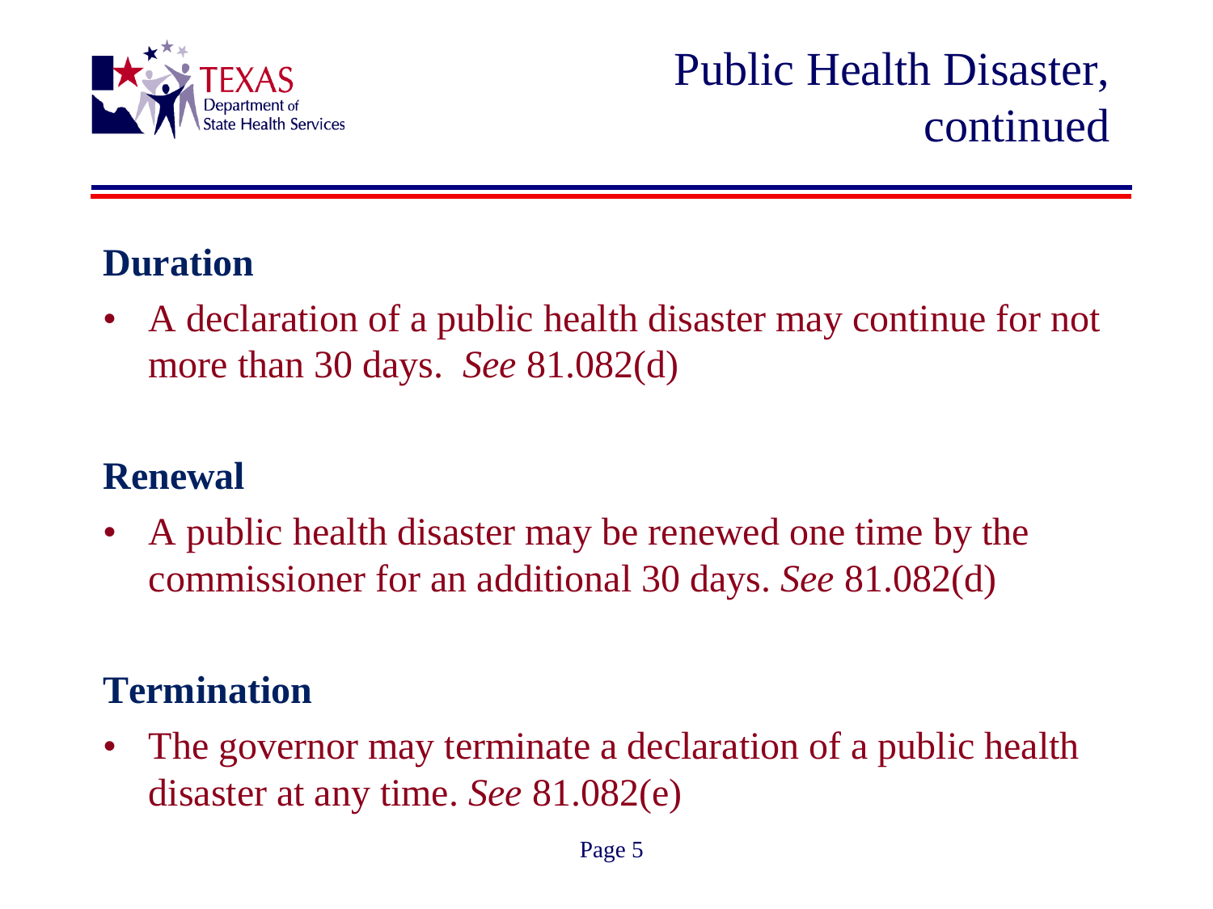# Public Health Disaster, continued

## Duration

- A declaration of a public health disaster may continue for not more than 30 days. *See* 81.082(d)

## Renewal

- A public health disaster may be renewed one time by the commissioner for an additional 30 days. *See* 81.082(d)

## Termination

- The governor may terminate a declaration of a public health disaster at any time. *See* 81.082(e)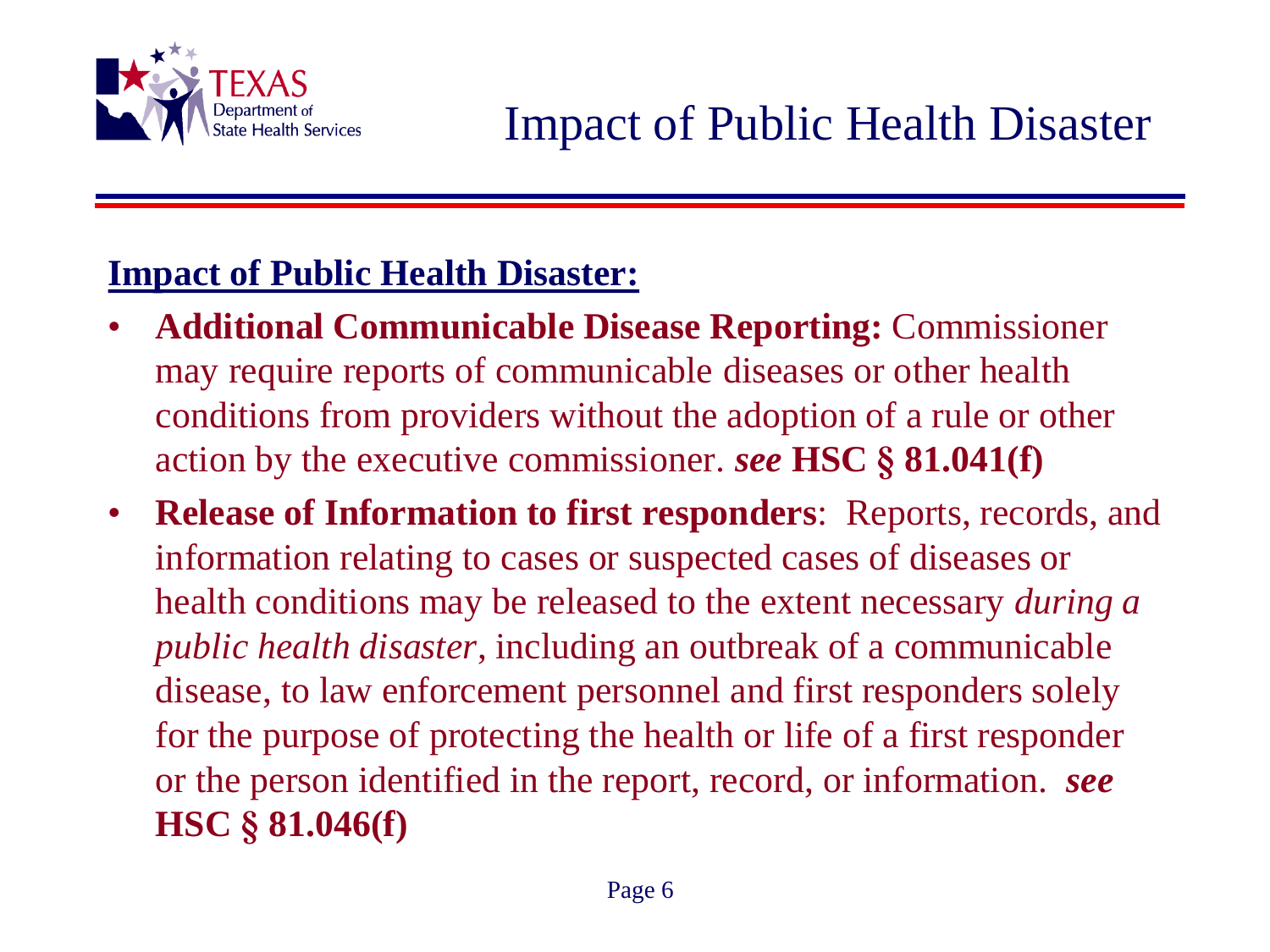# Impact of Public Health Disaster

**Impact of Public Health Disaster:**

- **Additional Communicable Disease Reporting:** Commissioner may require reports of communicable diseases or other health conditions from providers without the adoption of a rule or other action by the executive commissioner. ***see*** **HSC § 81.041(f)**
- **Release of Information to first responders**: Reports, records, and information relating to cases or suspected cases of diseases or health conditions may be released to the extent necessary *during a public health disaster*, including an outbreak of a communicable disease, to law enforcement personnel and first responders solely for the purpose of protecting the health or life of a first responder or the person identified in the report, record, or information. ***see*** **HSC § 81.046(f)**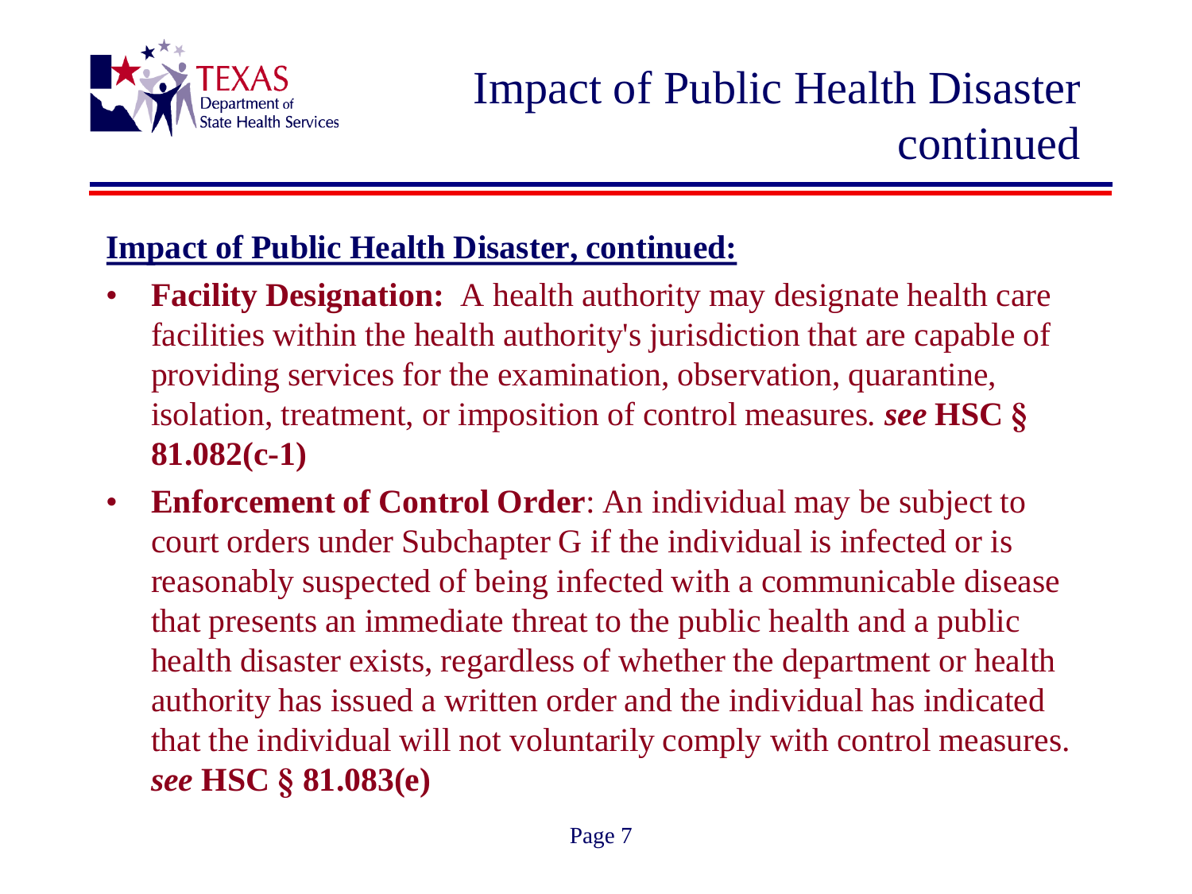# Impact of Public Health Disaster continued

**Impact of Public Health Disaster, continued:**

- **Facility Designation:** A health authority may designate health care facilities within the health authority's jurisdiction that are capable of providing services for the examination, observation, quarantine, isolation, treatment, or imposition of control measures. ***see*** **HSC § 81.082(c-1)**
- **Enforcement of Control Order**: An individual may be subject to court orders under Subchapter G if the individual is infected or is reasonably suspected of being infected with a communicable disease that presents an immediate threat to the public health and a public health disaster exists, regardless of whether the department or health authority has issued a written order and the individual has indicated that the individual will not voluntarily comply with control measures. ***see*** **HSC § 81.083(e)**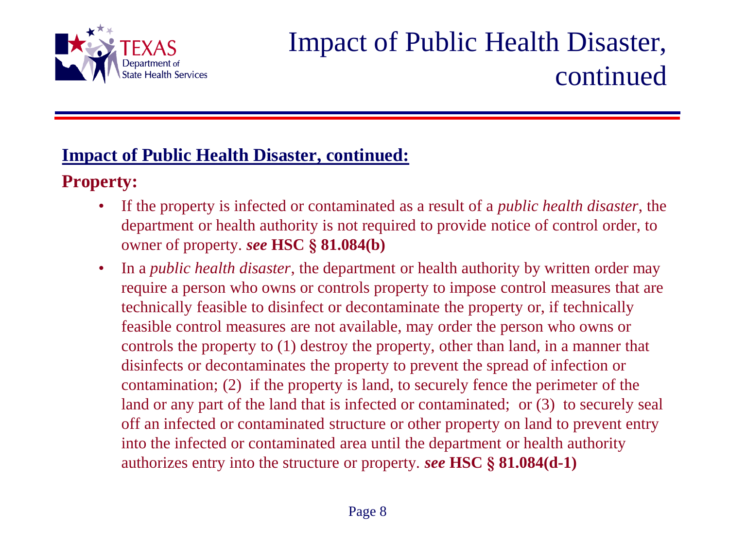# Impact of Public Health Disaster, continued

**Impact of Public Health Disaster, continued:**

**Property:**

- If the property is infected or contaminated as a result of a *public health disaster*, the department or health authority is not required to provide notice of control order, to owner of property. ***see*** **HSC § 81.084(b)**
- In a *public health disaster*, the department or health authority by written order may require a person who owns or controls property to impose control measures that are technically feasible to disinfect or decontaminate the property or, if technically feasible control measures are not available, may order the person who owns or controls the property to (1) destroy the property, other than land, in a manner that disinfects or decontaminates the property to prevent the spread of infection or contamination; (2) if the property is land, to securely fence the perimeter of the land or any part of the land that is infected or contaminated; or (3) to securely seal off an infected or contaminated structure or other property on land to prevent entry into the infected or contaminated area until the department or health authority authorizes entry into the structure or property. ***see*** **HSC § 81.084(d-1)**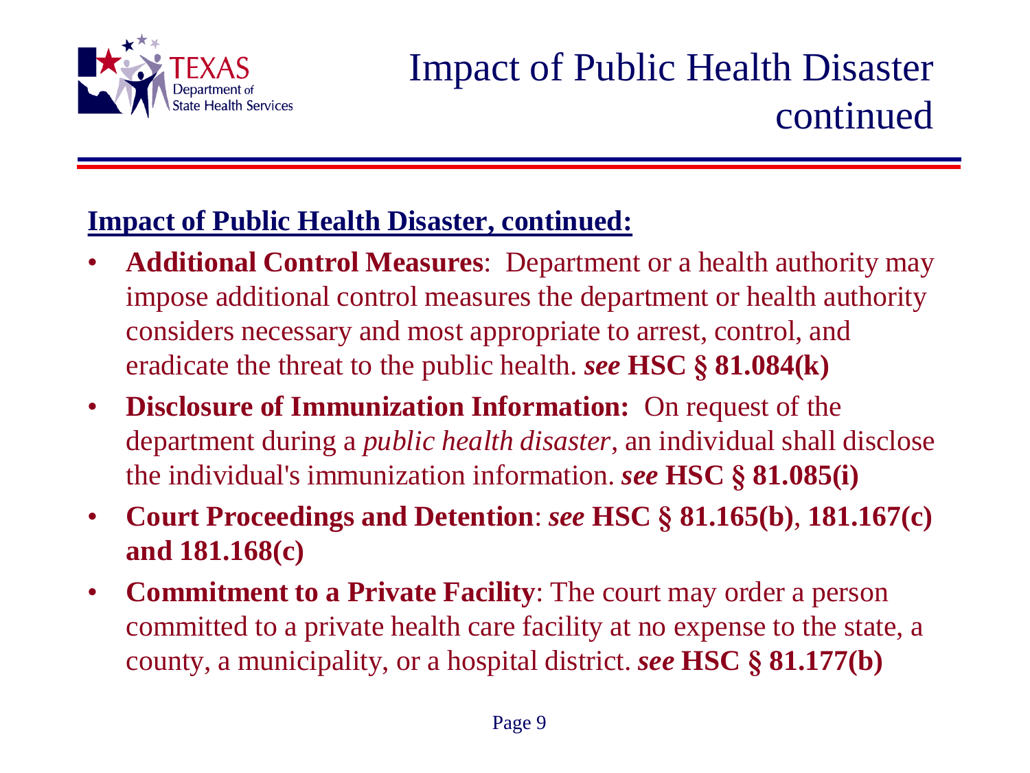# Impact of Public Health Disaster continued

**Impact of Public Health Disaster, continued:**

- **Additional Control Measures**: Department or a health authority may impose additional control measures the department or health authority considers necessary and most appropriate to arrest, control, and eradicate the threat to the public health. ***see*** **HSC § 81.084(k)**
- **Disclosure of Immunization Information:** On request of the department during a *public health disaster*, an individual shall disclose the individual's immunization information. ***see*** **HSC § 81.085(i)**
- **Court Proceedings and Detention**: ***see*** **HSC § 81.165(b)**, **181.167(c) and 181.168(c)**
- **Commitment to a Private Facility**: The court may order a person committed to a private health care facility at no expense to the state, a county, a municipality, or a hospital district. ***see*** **HSC § 81.177(b)**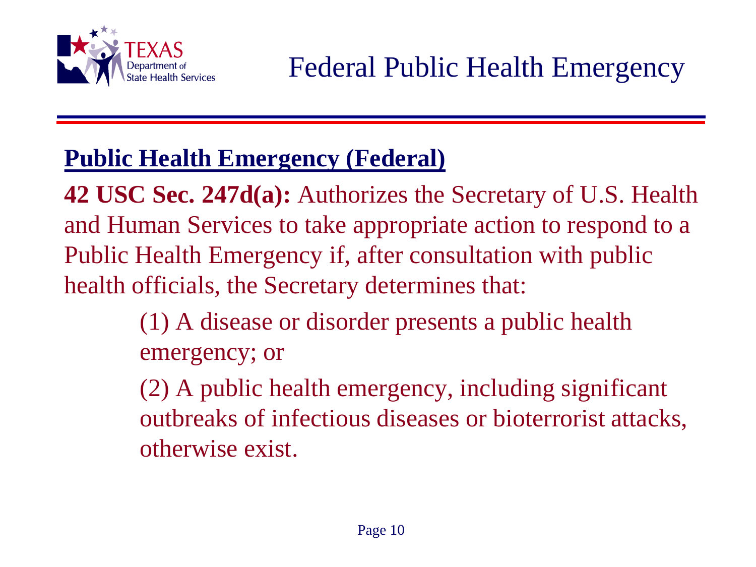# Federal Public Health Emergency

## Public Health Emergency (Federal)

**42 USC Sec. 247d(a):** Authorizes the Secretary of U.S. Health and Human Services to take appropriate action to respond to a Public Health Emergency if, after consultation with public health officials, the Secretary determines that:

> (1) A disease or disorder presents a public health emergency; or
>
> (2) A public health emergency, including significant outbreaks of infectious diseases or bioterrorist attacks, otherwise exist.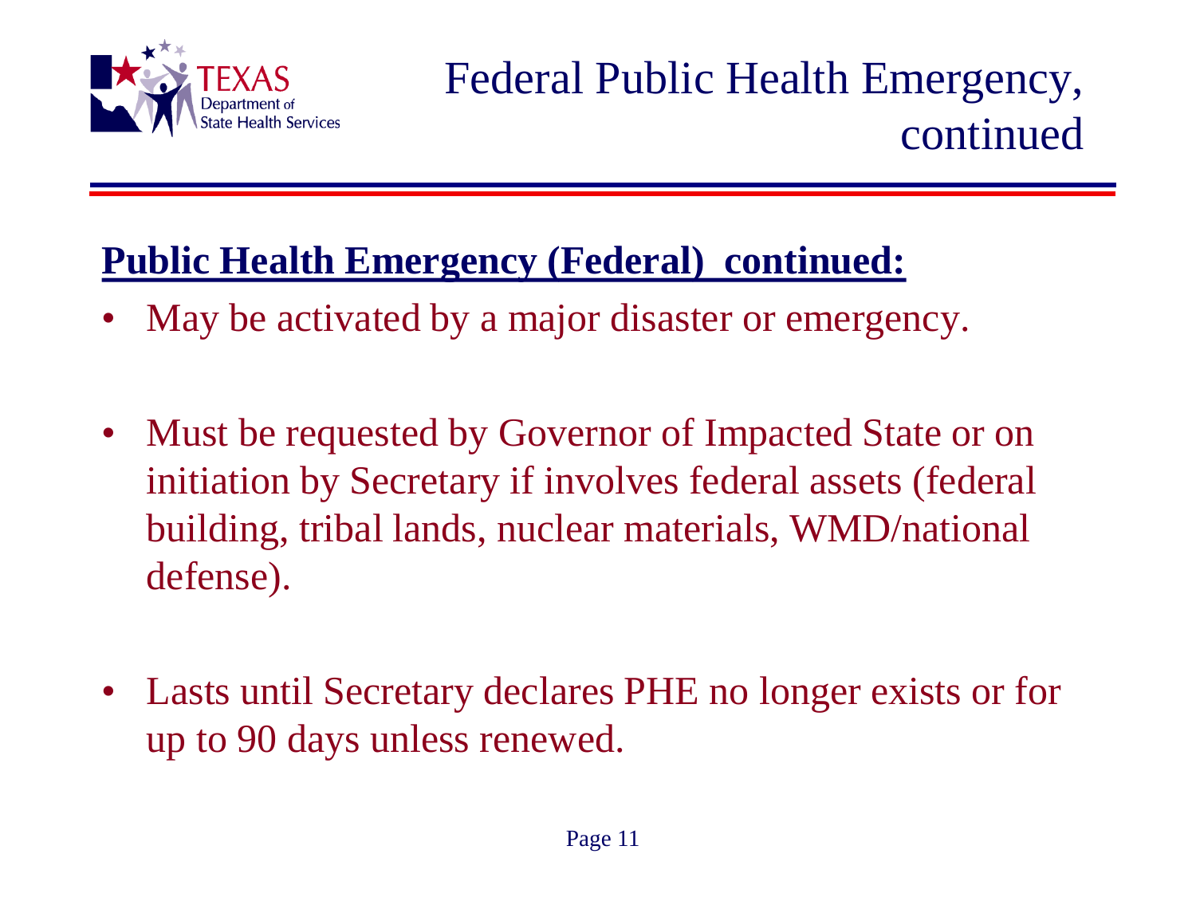# Federal Public Health Emergency, continued

**Public Health Emergency (Federal) continued:**

- May be activated by a major disaster or emergency.
- Must be requested by Governor of Impacted State or on initiation by Secretary if involves federal assets (federal building, tribal lands, nuclear materials, WMD/national defense).
- Lasts until Secretary declares PHE no longer exists or for up to 90 days unless renewed.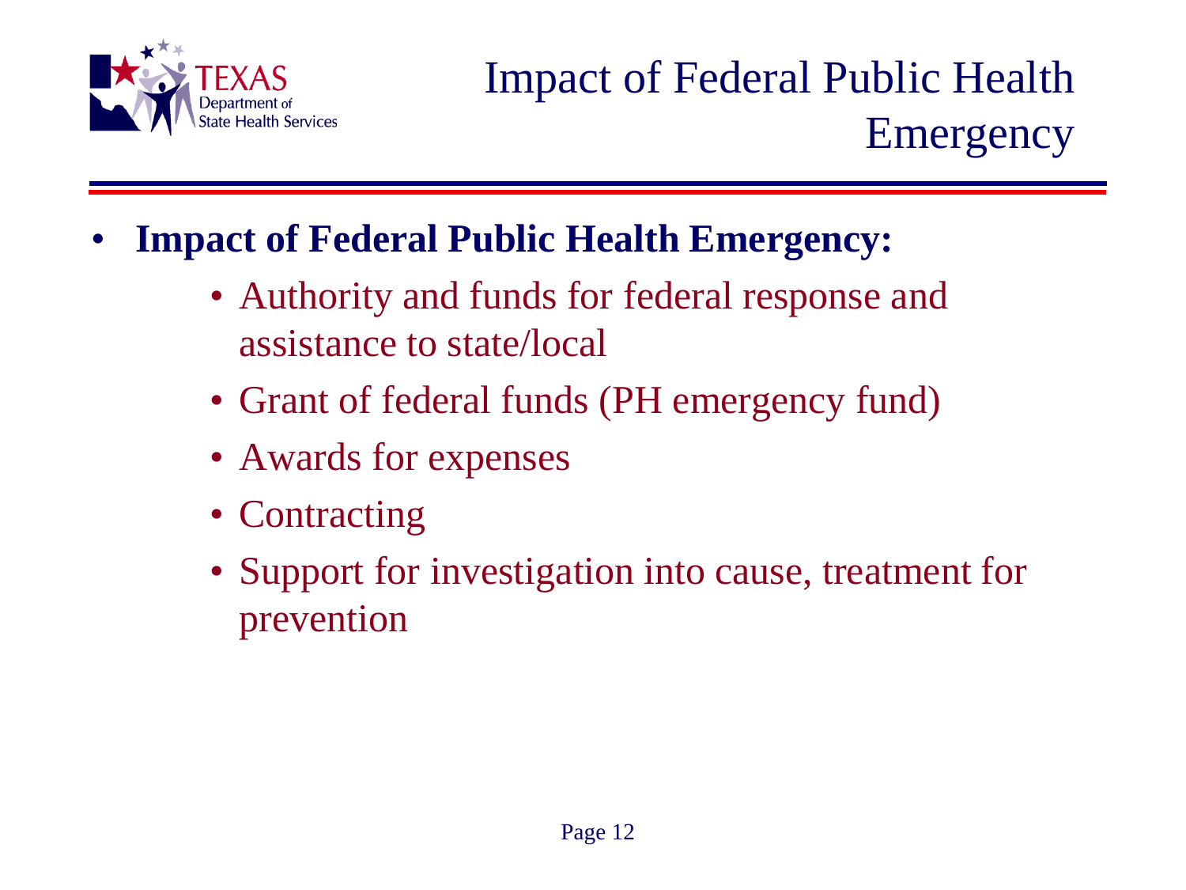# Impact of Federal Public Health Emergency

- **Impact of Federal Public Health Emergency:**
  - Authority and funds for federal response and assistance to state/local
  - Grant of federal funds (PH emergency fund)
  - Awards for expenses
  - Contracting
  - Support for investigation into cause, treatment for prevention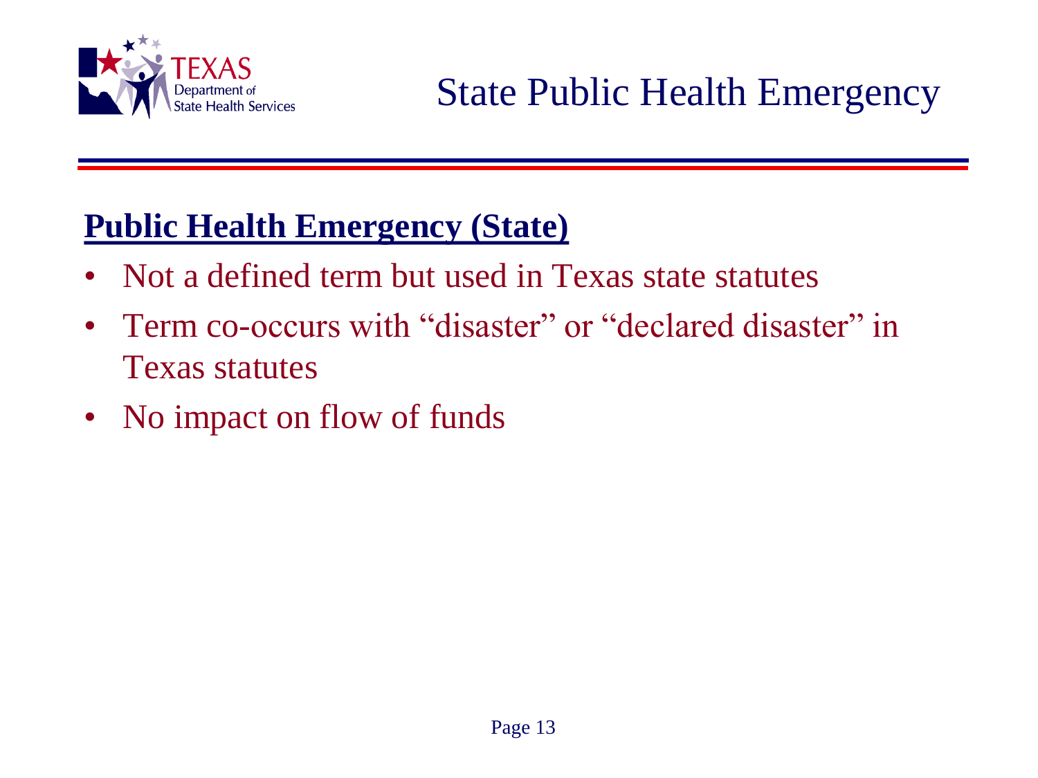# State Public Health Emergency

## Public Health Emergency (State)

- Not a defined term but used in Texas state statutes
- Term co-occurs with "disaster" or "declared disaster" in Texas statutes
- No impact on flow of funds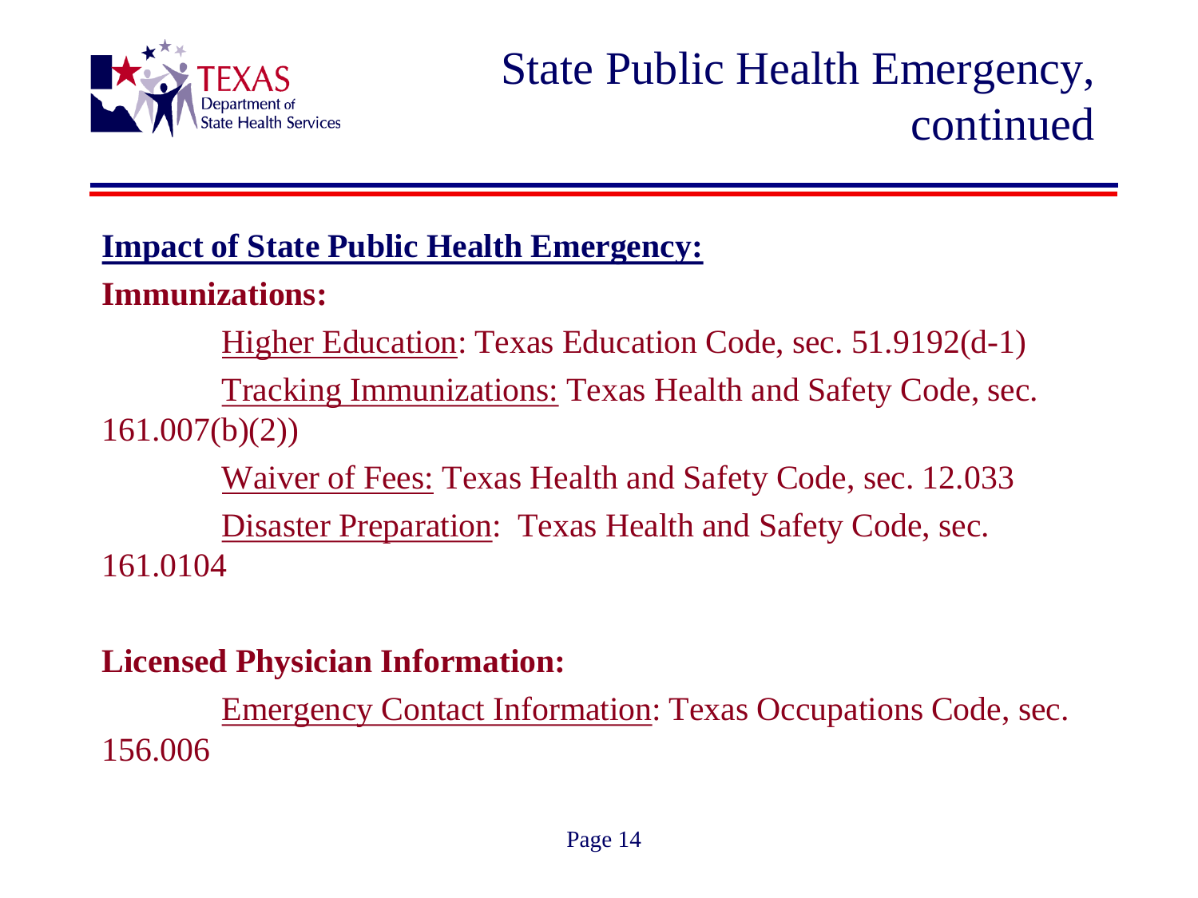# State Public Health Emergency, continued

**Impact of State Public Health Emergency:**

**Immunizations:**

Higher Education: Texas Education Code, sec. 51.9192(d-1)

Tracking Immunizations: Texas Health and Safety Code, sec. 161.007(b)(2))

Waiver of Fees: Texas Health and Safety Code, sec. 12.033

Disaster Preparation: Texas Health and Safety Code, sec. 161.0104

**Licensed Physician Information:**

Emergency Contact Information: Texas Occupations Code, sec. 156.006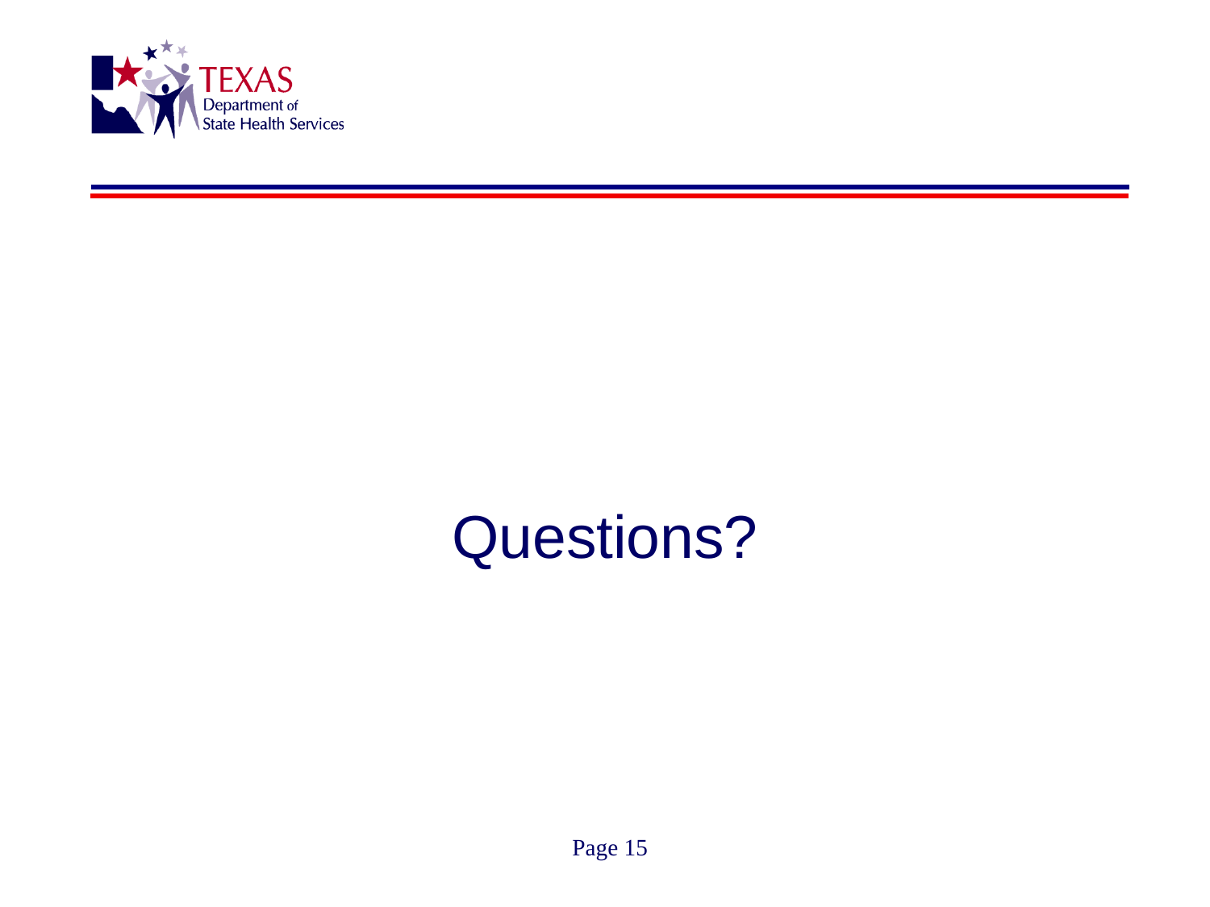# Questions?